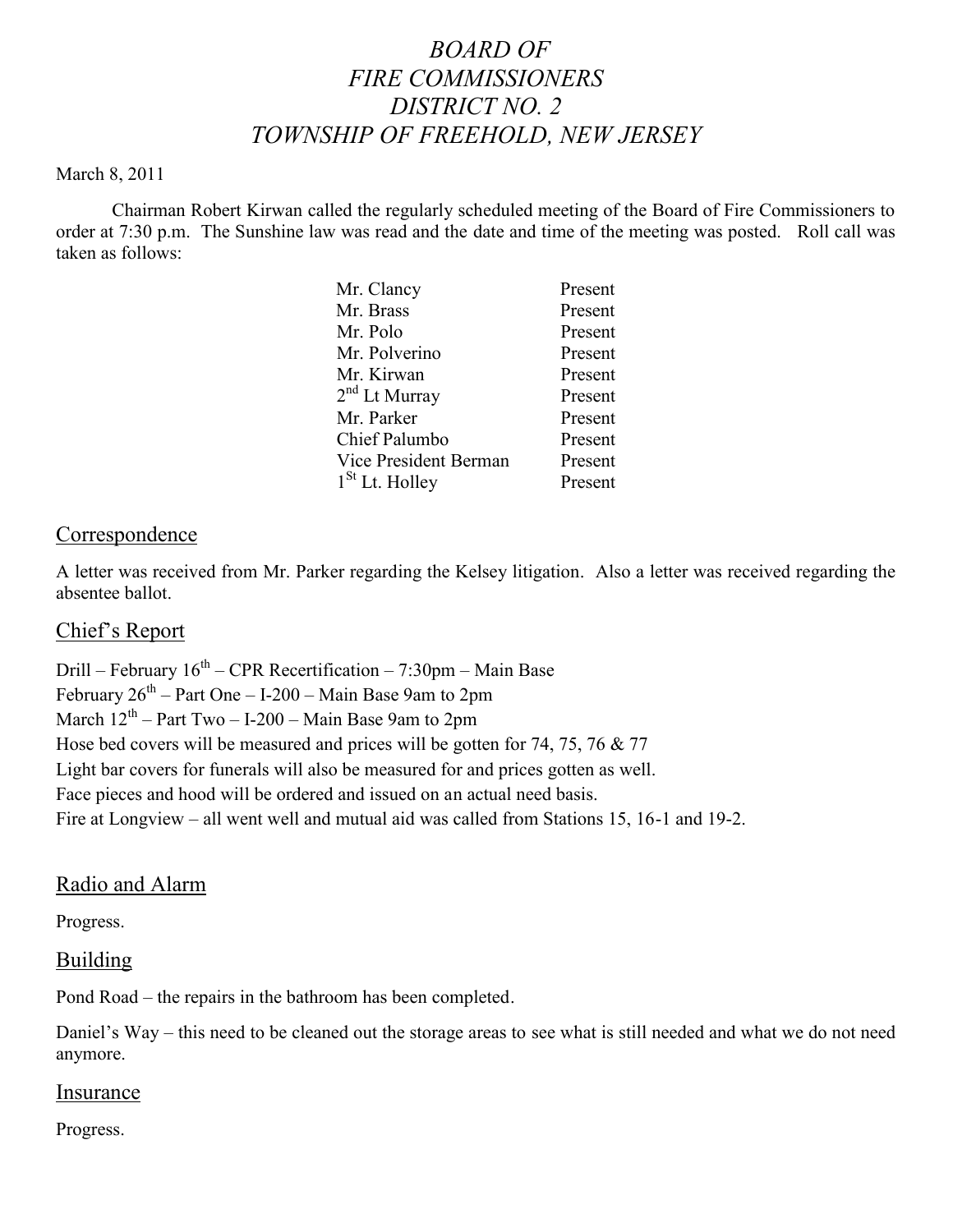# *BOARD OF FIRE COMMISSIONERS DISTRICT NO. 2 TOWNSHIP OF FREEHOLD, NEW JERSEY*

March 8, 2011

Chairman Robert Kirwan called the regularly scheduled meeting of the Board of Fire Commissioners to order at 7:30 p.m. The Sunshine law was read and the date and time of the meeting was posted. Roll call was taken as follows:

| | |
|---|---|
| Mr. Clancy | Present |
| Mr. Brass | Present |
| Mr. Polo | Present |
| Mr. Polverino | Present |
| Mr. Kirwan | Present |
| 2nd Lt Murray | Present |
| Mr. Parker | Present |
| Chief Palumbo | Present |
| Vice President Berman | Present |
| 1St Lt. Holley | Present |

## Correspondence

A letter was received from Mr. Parker regarding the Kelsey litigation. Also a letter was received regarding the absentee ballot.

## Chief's Report

Drill – February 16th – CPR Recertification – 7:30pm – Main Base
February 26th – Part One – I-200 – Main Base 9am to 2pm
March 12th – Part Two – I-200 – Main Base 9am to 2pm
Hose bed covers will be measured and prices will be gotten for 74, 75, 76 & 77
Light bar covers for funerals will also be measured for and prices gotten as well.
Face pieces and hood will be ordered and issued on an actual need basis.
Fire at Longview – all went well and mutual aid was called from Stations 15, 16-1 and 19-2.

## Radio and Alarm

Progress.

## Building

Pond Road – the repairs in the bathroom has been completed.

Daniel's Way – this need to be cleaned out the storage areas to see what is still needed and what we do not need anymore.

## Insurance

Progress.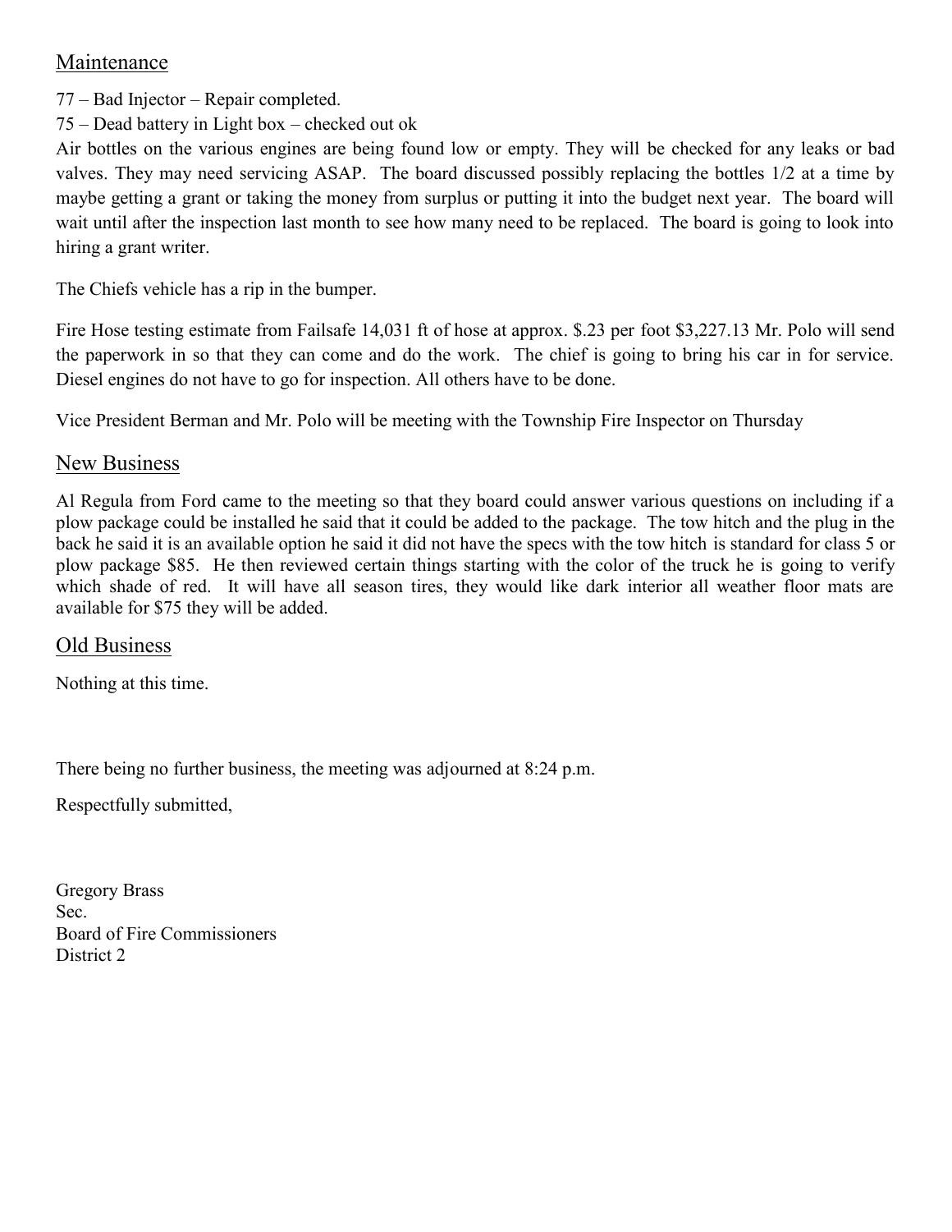## Maintenance

77 – Bad Injector – Repair completed.
75 – Dead battery in Light box – checked out ok

Air bottles on the various engines are being found low or empty. They will be checked for any leaks or bad valves. They may need servicing ASAP. The board discussed possibly replacing the bottles 1/2 at a time by maybe getting a grant or taking the money from surplus or putting it into the budget next year. The board will wait until after the inspection last month to see how many need to be replaced. The board is going to look into hiring a grant writer.

The Chiefs vehicle has a rip in the bumper.

Fire Hose testing estimate from Failsafe 14,031 ft of hose at approx. $.23 per foot $3,227.13 Mr. Polo will send the paperwork in so that they can come and do the work. The chief is going to bring his car in for service. Diesel engines do not have to go for inspection. All others have to be done.

Vice President Berman and Mr. Polo will be meeting with the Township Fire Inspector on Thursday

## New Business

Al Regula from Ford came to the meeting so that they board could answer various questions on including if a plow package could be installed he said that it could be added to the package. The tow hitch and the plug in the back he said it is an available option he said it did not have the specs with the tow hitch is standard for class 5 or plow package $85. He then reviewed certain things starting with the color of the truck he is going to verify which shade of red. It will have all season tires, they would like dark interior all weather floor mats are available for $75 they will be added.

## Old Business

Nothing at this time.

There being no further business, the meeting was adjourned at 8:24 p.m.

Respectfully submitted,

Gregory Brass
Sec.
Board of Fire Commissioners
District 2